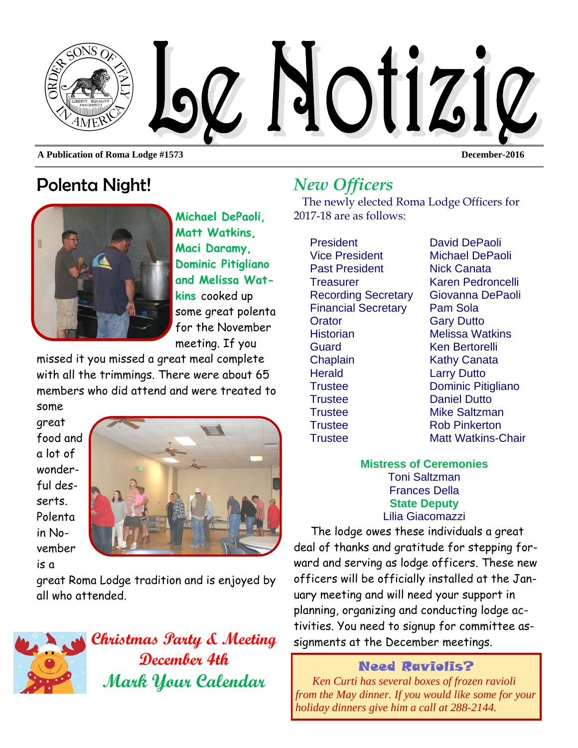# Le Notizie

**A Publication of Roma Lodge #1573** — **December-2016**

## Polenta Night!

**Michael DePaoli, Matt Watkins, Maci Daramy, Dominic Pitigliano and Melissa Watkins** cooked up some great polenta for the November meeting. If you missed it you missed a great meal complete with all the trimmings. There were about 65 members who did attend and were treated to some great food and a lot of wonderful desserts. Polenta in November is a great Roma Lodge tradition and is enjoyed by all who attended.

**Christmas Party & Meeting**
**December 4th**
**Mark Your Calendar**

## *New Officers*

The newly elected Roma Lodge Officers for 2017-18 are as follows:

| | |
|---|---|
| President | David DePaoli |
| Vice President | Michael DePaoli |
| Past President | Nick Canata |
| Treasurer | Karen Pedroncelli |
| Recording Secretary | Giovanna DePaoli |
| Financial Secretary | Pam Sola |
| Orator | Gary Dutto |
| Historian | Melissa Watkins |
| Guard | Ken Bertorelli |
| Chaplain | Kathy Canata |
| Herald | Larry Dutto |
| Trustee | Dominic Pitigliano |
| Trustee | Daniel Dutto |
| Trustee | Mike Saltzman |
| Trustee | Rob Pinkerton |
| Trustee | Matt Watkins-Chair |

**Mistress of Ceremonies**
Toni Saltzman
Frances Della
**State Deputy**
Lilia Giacomazzi

The lodge owes these individuals a great deal of thanks and gratitude for stepping forward and serving as lodge officers. These new officers will be officially installed at the January meeting and will need your support in planning, organizing and conducting lodge activities. You need to signup for committee assignments at the December meetings.

### Need Raviolis?

*Ken Curti has several boxes of frozen ravioli from the May dinner. If you would like some for your holiday dinners give him a call at 288-2144.*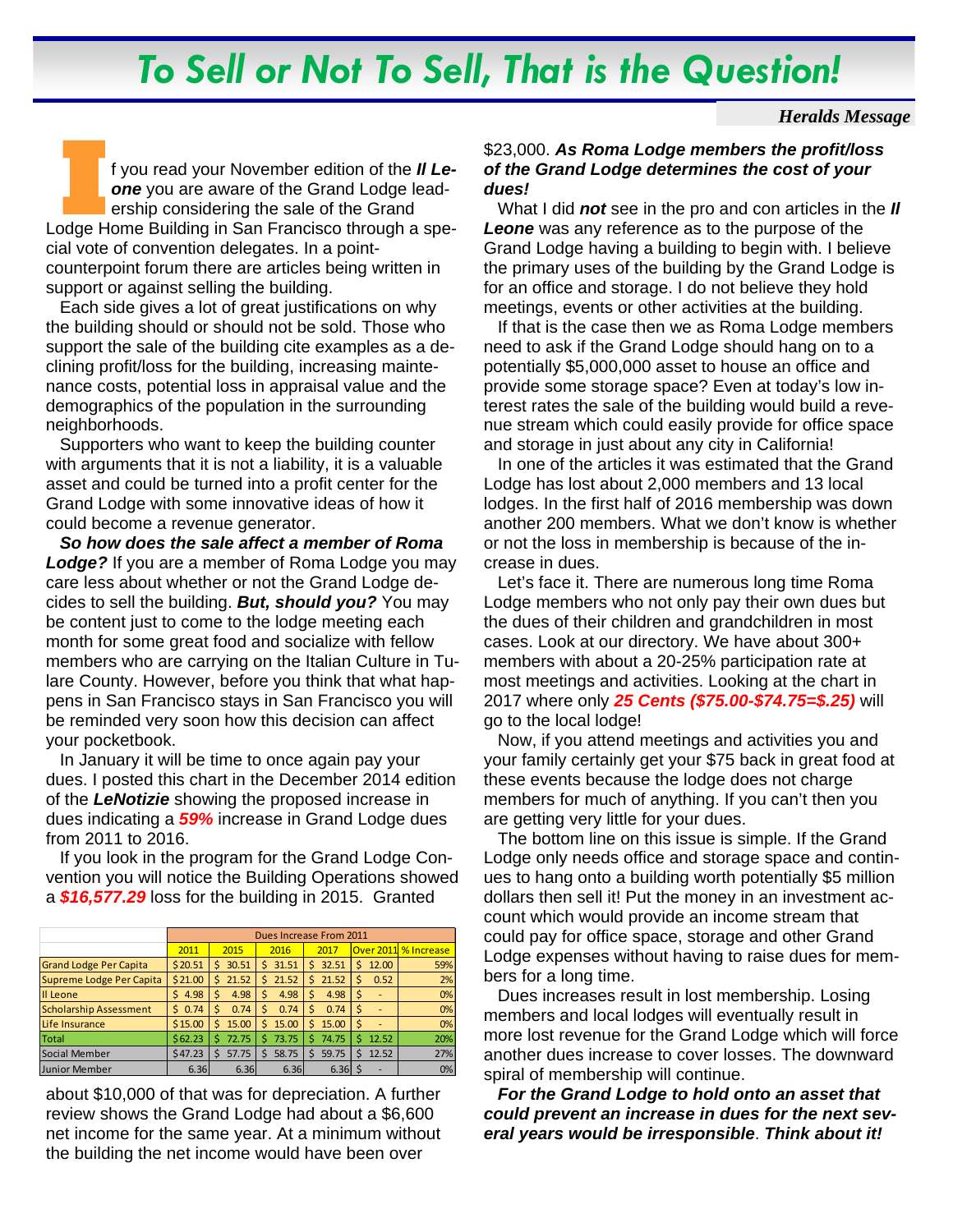# To Sell or Not To Sell, That is the Question!

***Heralds Message***

If you read your November edition of the ***Il Leone*** you are aware of the Grand Lodge leadership considering the sale of the Grand Lodge Home Building in San Francisco through a special vote of convention delegates. In a point-counterpoint forum there are articles being written in support or against selling the building.

Each side gives a lot of great justifications on why the building should or should not be sold. Those who support the sale of the building cite examples as a declining profit/loss for the building, increasing maintenance costs, potential loss in appraisal value and the demographics of the population in the surrounding neighborhoods.

Supporters who want to keep the building counter with arguments that it is not a liability, it is a valuable asset and could be turned into a profit center for the Grand Lodge with some innovative ideas of how it could become a revenue generator.

***So how does the sale affect a member of Roma Lodge?*** If you are a member of Roma Lodge you may care less about whether or not the Grand Lodge decides to sell the building. ***But, should you?*** You may be content just to come to the lodge meeting each month for some great food and socialize with fellow members who are carrying on the Italian Culture in Tulare County. However, before you think that what happens in San Francisco stays in San Francisco you will be reminded very soon how this decision can affect your pocketbook.

In January it will be time to once again pay your dues. I posted this chart in the December 2014 edition of the ***LeNotizie*** showing the proposed increase in dues indicating a ***59%*** increase in Grand Lodge dues from 2011 to 2016.

If you look in the program for the Grand Lodge Convention you will notice the Building Operations showed a ***$16,577.29*** loss for the building in 2015. Granted

| | Dues Increase From 2011 | | | | | |
|---|---|---|---|---|---|---|
| | 2011 | 2015 | 2016 | 2017 | Over 2011 | % Increase |
| Grand Lodge Per Capita | $20.51 | $ 30.51 | $ 31.51 | $ 32.51 | $ 12.00 | 59% |
| Supreme Lodge Per Capita | $21.00 | $ 21.52 | $ 21.52 | $ 21.52 | $ 0.52 | 2% |
| Il Leone | $ 4.98 | $ 4.98 | $ 4.98 | $ 4.98 | $ - | 0% |
| Scholarship Assessment | $ 0.74 | $ 0.74 | $ 0.74 | $ 0.74 | $ - | 0% |
| Life Insurance | $15.00 | $ 15.00 | $ 15.00 | $ 15.00 | $ - | 0% |
| Total | $62.23 | $ 72.75 | $ 73.75 | $ 74.75 | $ 12.52 | 20% |
| Social Member | $47.23 | $ 57.75 | $ 58.75 | $ 59.75 | $ 12.52 | 27% |
| Junior Member | 6.36 | 6.36 | 6.36 | 6.36 | $ - | 0% |

about $10,000 of that was for depreciation. A further review shows the Grand Lodge had about a $6,600 net income for the same year. At a minimum without the building the net income would have been over $23,000. ***As Roma Lodge members the profit/loss of the Grand Lodge determines the cost of your dues!***

What I did ***not*** see in the pro and con articles in the ***Il Leone*** was any reference as to the purpose of the Grand Lodge having a building to begin with. I believe the primary uses of the building by the Grand Lodge is for an office and storage. I do not believe they hold meetings, events or other activities at the building.

If that is the case then we as Roma Lodge members need to ask if the Grand Lodge should hang on to a potentially $5,000,000 asset to house an office and provide some storage space? Even at today's low interest rates the sale of the building would build a revenue stream which could easily provide for office space and storage in just about any city in California!

In one of the articles it was estimated that the Grand Lodge has lost about 2,000 members and 13 local lodges. In the first half of 2016 membership was down another 200 members. What we don't know is whether or not the loss in membership is because of the increase in dues.

Let's face it. There are numerous long time Roma Lodge members who not only pay their own dues but the dues of their children and grandchildren in most cases. Look at our directory. We have about 300+ members with about a 20-25% participation rate at most meetings and activities. Looking at the chart in 2017 where only ***25 Cents ($75.00-$74.75=$.25)*** will go to the local lodge!

Now, if you attend meetings and activities you and your family certainly get your $75 back in great food at these events because the lodge does not charge members for much of anything. If you can't then you are getting very little for your dues.

The bottom line on this issue is simple. If the Grand Lodge only needs office and storage space and continues to hang onto a building worth potentially $5 million dollars then sell it! Put the money in an investment account which would provide an income stream that could pay for office space, storage and other Grand Lodge expenses without having to raise dues for members for a long time.

Dues increases result in lost membership. Losing members and local lodges will eventually result in more lost revenue for the Grand Lodge which will force another dues increase to cover losses. The downward spiral of membership will continue.

***For the Grand Lodge to hold onto an asset that could prevent an increase in dues for the next several years would be irresponsible***. ***Think about it!***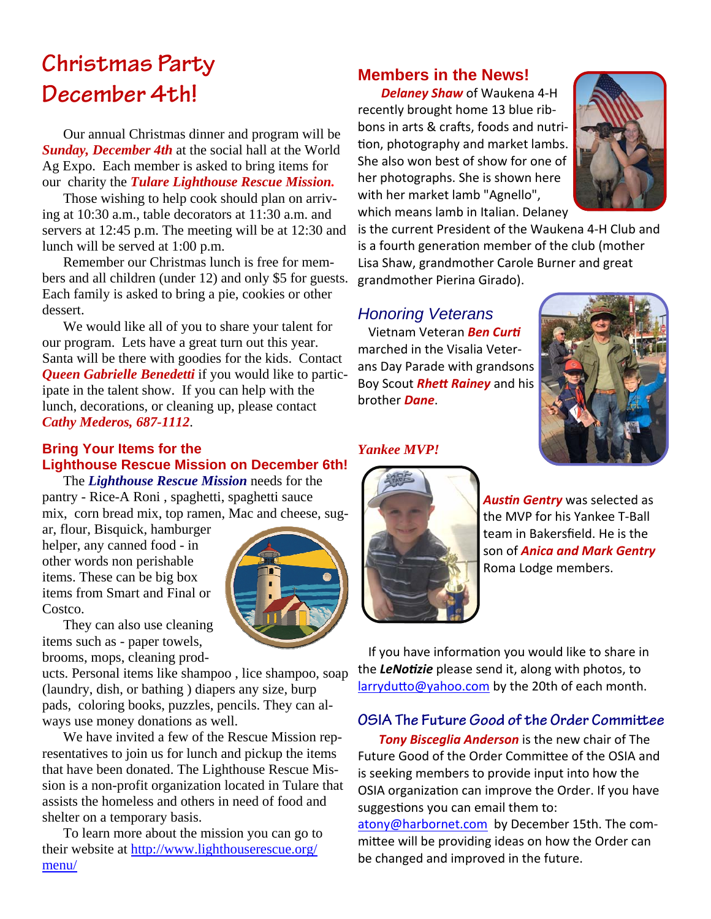# Christmas Party December 4th!

Our annual Christmas dinner and program will be ***Sunday, December 4th*** at the social hall at the World Ag Expo. Each member is asked to bring items for our charity the ***Tulare Lighthouse Rescue Mission.***

Those wishing to help cook should plan on arriving at 10:30 a.m., table decorators at 11:30 a.m. and servers at 12:45 p.m. The meeting will be at 12:30 and lunch will be served at 1:00 p.m.

Remember our Christmas lunch is free for members and all children (under 12) and only $5 for guests. Each family is asked to bring a pie, cookies or other dessert.

We would like all of you to share your talent for our program. Lets have a great turn out this year. Santa will be there with goodies for the kids. Contact ***Queen Gabrielle Benedetti*** if you would like to participate in the talent show. If you can help with the lunch, decorations, or cleaning up, please contact ***Cathy Mederos, 687-1112***.

## Bring Your Items for the Lighthouse Rescue Mission on December 6th!

The ***Lighthouse Rescue Mission*** needs for the pantry - Rice-A Roni , spaghetti, spaghetti sauce mix, corn bread mix, top ramen, Mac and cheese, sugar, flour, Bisquick, hamburger helper, any canned food - in other words non perishable items. These can be big box items from Smart and Final or Costco.

They can also use cleaning items such as - paper towels, brooms, mops, cleaning products. Personal items like shampoo , lice shampoo, soap (laundry, dish, or bathing ) diapers any size, burp pads, coloring books, puzzles, pencils. They can always use money donations as well.

We have invited a few of the Rescue Mission representatives to join us for lunch and pickup the items that have been donated. The Lighthouse Rescue Mission is a non-profit organization located in Tulare that assists the homeless and others in need of food and shelter on a temporary basis.

To learn more about the mission you can go to their website at http://www.lighthouserescue.org/menu/

## Members in the News!

***Delaney Shaw*** of Waukena 4-H recently brought home 13 blue ribbons in arts & crafts, foods and nutrition, photography and market lambs. She also won best of show for one of her photographs. She is shown here with her market lamb "Agnello", which means lamb in Italian. Delaney is the current President of the Waukena 4-H Club and is a fourth generation member of the club (mother Lisa Shaw, grandmother Carole Burner and great grandmother Pierina Girado).

## *Honoring Veterans*

Vietnam Veteran ***Ben Curti*** marched in the Visalia Veterans Day Parade with grandsons Boy Scout ***Rhett Rainey*** and his brother ***Dane***.

### *Yankee MVP!*

***Austin Gentry*** was selected as the MVP for his Yankee T-Ball team in Bakersfield. He is the son of ***Anica and Mark Gentry*** Roma Lodge members.

If you have information you would like to share in the ***LeNotizie*** please send it, along with photos, to larrydutto@yahoo.com by the 20th of each month.

## OSIA The Future Good of the Order Committee

***Tony Bisceglia Anderson*** is the new chair of The Future Good of the Order Committee of the OSIA and is seeking members to provide input into how the OSIA organization can improve the Order. If you have suggestions you can email them to: atony@harbornet.com by December 15th. The committee will be providing ideas on how the Order can be changed and improved in the future.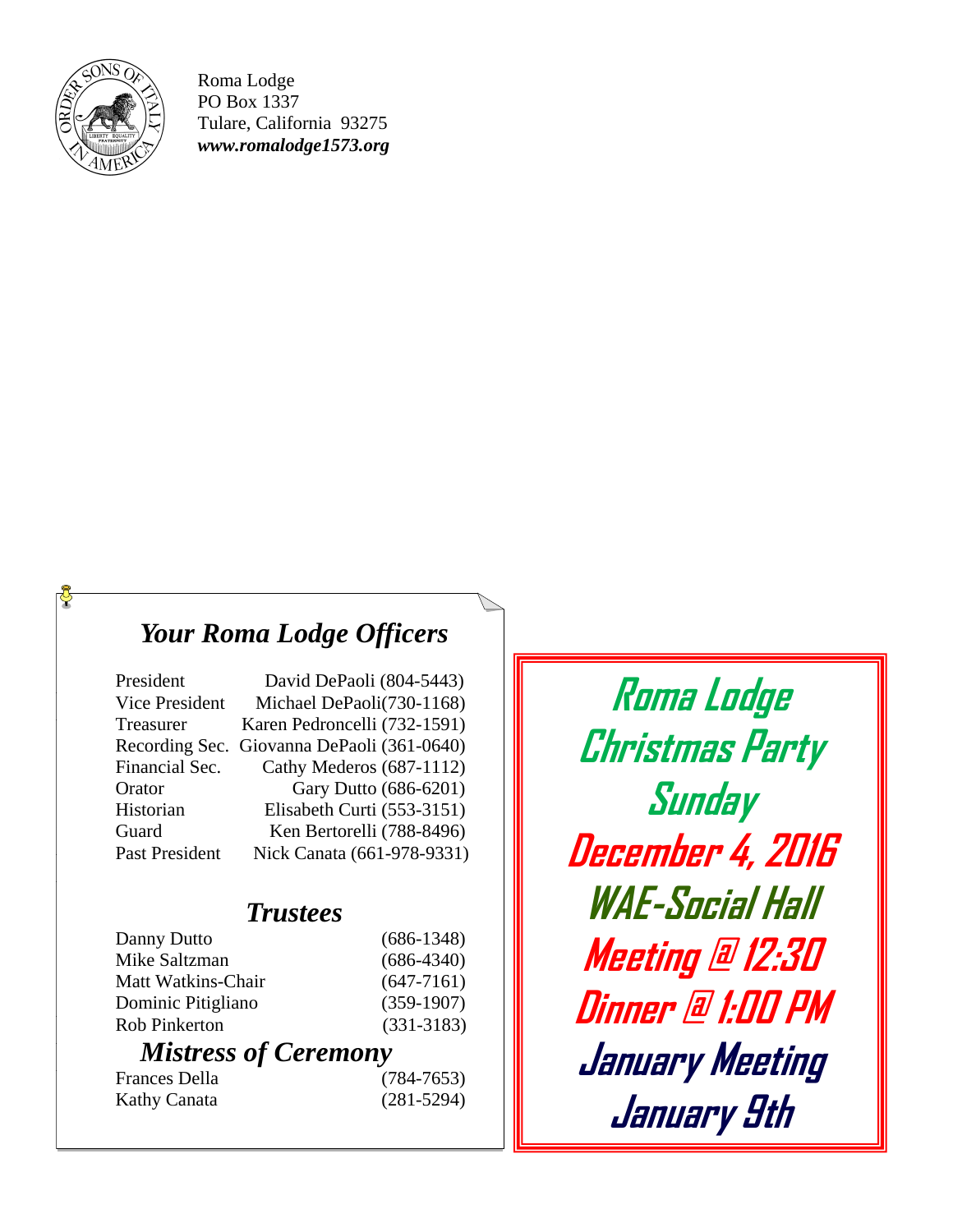Roma Lodge
PO Box 1337
Tulare, California 93275
***www.romalodge1573.org***

## *Your Roma Lodge Officers*

| | |
|---|---|
| President | David DePaoli (804-5443) |
| Vice President | Michael DePaoli(730-1168) |
| Treasurer | Karen Pedroncelli (732-1591) |
| Recording Sec. | Giovanna DePaoli (361-0640) |
| Financial Sec. | Cathy Mederos (687-1112) |
| Orator | Gary Dutto (686-6201) |
| Historian | Elisabeth Curti (553-3151) |
| Guard | Ken Bertorelli (788-8496) |
| Past President | Nick Canata (661-978-9331) |

## *Trustees*

| | |
|---|---|
| Danny Dutto | (686-1348) |
| Mike Saltzman | (686-4340) |
| Matt Watkins-Chair | (647-7161) |
| Dominic Pitigliano | (359-1907) |
| Rob Pinkerton | (331-3183) |

## *Mistress of Ceremony*

| | |
|---|---|
| Frances Della | (784-7653) |
| Kathy Canata | (281-5294) |

**Roma Lodge**
**Christmas Party**
**Sunday**
**December 4, 2016**
**WAE-Social Hall**
**Meeting @ 12:30**
**Dinner @ 1:00 PM**
**January Meeting**
**January 9th**